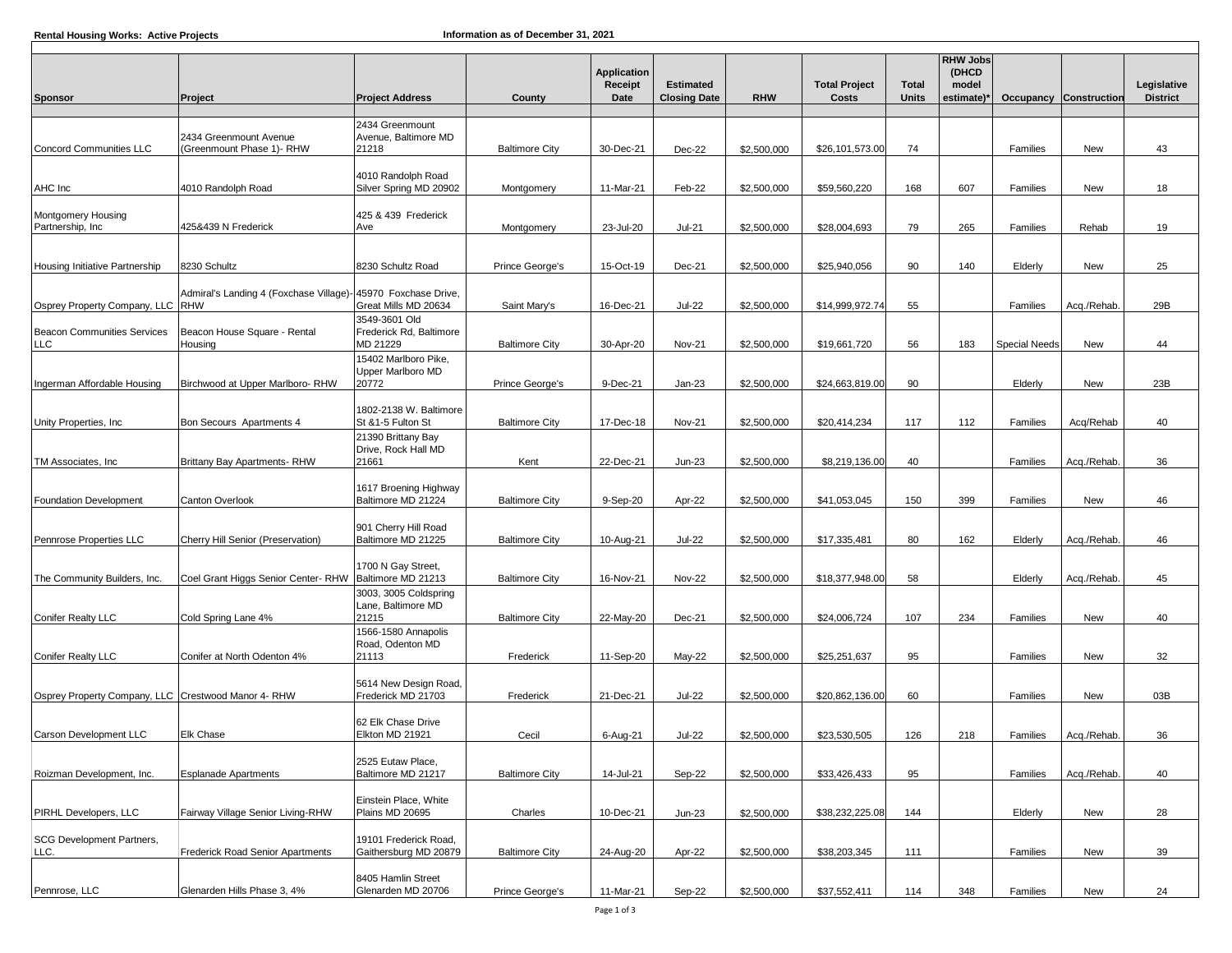**Rental Housing Works: Active Projects** Information as of December 31, 2021

| Sponsor | Project | Project Address | County | Application Receipt Date | Estimated Closing Date | RHW | Total Project Costs | Total Units | RHW Jobs (DHCD model estimate)* | Occupancy | Construction | Legislative District |
|---|---|---|---|---|---|---|---|---|---|---|---|---|
| Concord Communities LLC | 2434 Greenmount Avenue (Greenmount Phase 1)- RHW | 2434 Greenmount Avenue, Baltimore MD 21218 | Baltimore City | 30-Dec-21 | Dec-22 | $2,500,000 | $26,101,573.00 | 74 | | Families | New | 43 |
| AHC Inc | 4010 Randolph Road | 4010 Randolph Road Silver Spring MD 20902 | Montgomery | 11-Mar-21 | Feb-22 | $2,500,000 | $59,560,220 | 168 | 607 | Families | New | 18 |
| Montgomery Housing Partnership, Inc | 425&439 N Frederick | 425 & 439 Frederick Ave | Montgomery | 23-Jul-20 | Jul-21 | $2,500,000 | $28,004,693 | 79 | 265 | Families | Rehab | 19 |
| Housing Initiative Partnership | 8230 Schultz | 8230 Schultz Road | Prince George's | 15-Oct-19 | Dec-21 | $2,500,000 | $25,940,056 | 90 | 140 | Elderly | New | 25 |
| Osprey Property Company, LLC | Admiral's Landing 4 (Foxchase Village)- RHW | 45970 Foxchase Drive, Great Mills MD 20634 | Saint Mary's | 16-Dec-21 | Jul-22 | $2,500,000 | $14,999,972.74 | 55 | | Families | Acq./Rehab. | 29B |
| Beacon Communities Services LLC | Beacon House Square - Rental Housing | 3549-3601 Old Frederick Rd, Baltimore MD 21229 | Baltimore City | 30-Apr-20 | Nov-21 | $2,500,000 | $19,661,720 | 56 | 183 | Special Needs | New | 44 |
| Ingerman Affordable Housing | Birchwood at Upper Marlboro- RHW | 15402 Marlboro Pike, Upper Marlboro MD 20772 | Prince George's | 9-Dec-21 | Jan-23 | $2,500,000 | $24,663,819.00 | 90 | | Elderly | New | 23B |
| Unity Properties, Inc | Bon Secours Apartments 4 | 1802-2138 W. Baltimore St &1-5 Fulton St | Baltimore City | 17-Dec-18 | Nov-21 | $2,500,000 | $20,414,234 | 117 | 112 | Families | Acq/Rehab | 40 |
| TM Associates, Inc | Brittany Bay Apartments- RHW | 21390 Brittany Bay Drive, Rock Hall MD 21661 | Kent | 22-Dec-21 | Jun-23 | $2,500,000 | $8,219,136.00 | 40 | | Families | Acq./Rehab. | 36 |
| Foundation Development | Canton Overlook | 1617 Broening Highway Baltimore MD 21224 | Baltimore City | 9-Sep-20 | Apr-22 | $2,500,000 | $41,053,045 | 150 | 399 | Families | New | 46 |
| Pennrose Properties LLC | Cherry Hill Senior (Preservation) | 901 Cherry Hill Road Baltimore MD 21225 | Baltimore City | 10-Aug-21 | Jul-22 | $2,500,000 | $17,335,481 | 80 | 162 | Elderly | Acq./Rehab. | 46 |
| The Community Builders, Inc. | Coel Grant Higgs Senior Center- RHW | 1700 N Gay Street, Baltimore MD 21213 | Baltimore City | 16-Nov-21 | Nov-22 | $2,500,000 | $18,377,948.00 | 58 | | Elderly | Acq./Rehab. | 45 |
| Conifer Realty LLC | Cold Spring Lane 4% | 3003, 3005 Coldspring Lane, Baltimore MD 21215 | Baltimore City | 22-May-20 | Dec-21 | $2,500,000 | $24,006,724 | 107 | 234 | Families | New | 40 |
| Conifer Realty LLC | Conifer at North Odenton 4% | 1566-1580 Annapolis Road, Odenton MD 21113 | Frederick | 11-Sep-20 | May-22 | $2,500,000 | $25,251,637 | 95 | | Families | New | 32 |
| Osprey Property Company, LLC | Crestwood Manor 4- RHW | 5614 New Design Road, Frederick MD 21703 | Frederick | 21-Dec-21 | Jul-22 | $2,500,000 | $20,862,136.00 | 60 | | Families | New | 03B |
| Carson Development LLC | Elk Chase | 62 Elk Chase Drive Elkton MD 21921 | Cecil | 6-Aug-21 | Jul-22 | $2,500,000 | $23,530,505 | 126 | 218 | Families | Acq./Rehab. | 36 |
| Roizman Development, Inc. | Esplanade Apartments | 2525 Eutaw Place, Baltimore MD 21217 | Baltimore City | 14-Jul-21 | Sep-22 | $2,500,000 | $33,426,433 | 95 | | Families | Acq./Rehab. | 40 |
| PIRHL Developers, LLC | Fairway Village Senior Living-RHW | Einstein Place, White Plains MD 20695 | Charles | 10-Dec-21 | Jun-23 | $2,500,000 | $38,232,225.08 | 144 | | Elderly | New | 28 |
| SCG Development Partners, LLC. | Frederick Road Senior Apartments | 19101 Frederick Road, Gaithersburg MD 20879 | Baltimore City | 24-Aug-20 | Apr-22 | $2,500,000 | $38,203,345 | 111 | | Families | New | 39 |
| Pennrose, LLC | Glenarden Hills Phase 3, 4% | 8405 Hamlin Street Glenarden MD 20706 | Prince George's | 11-Mar-21 | Sep-22 | $2,500,000 | $37,552,411 | 114 | 348 | Families | New | 24 |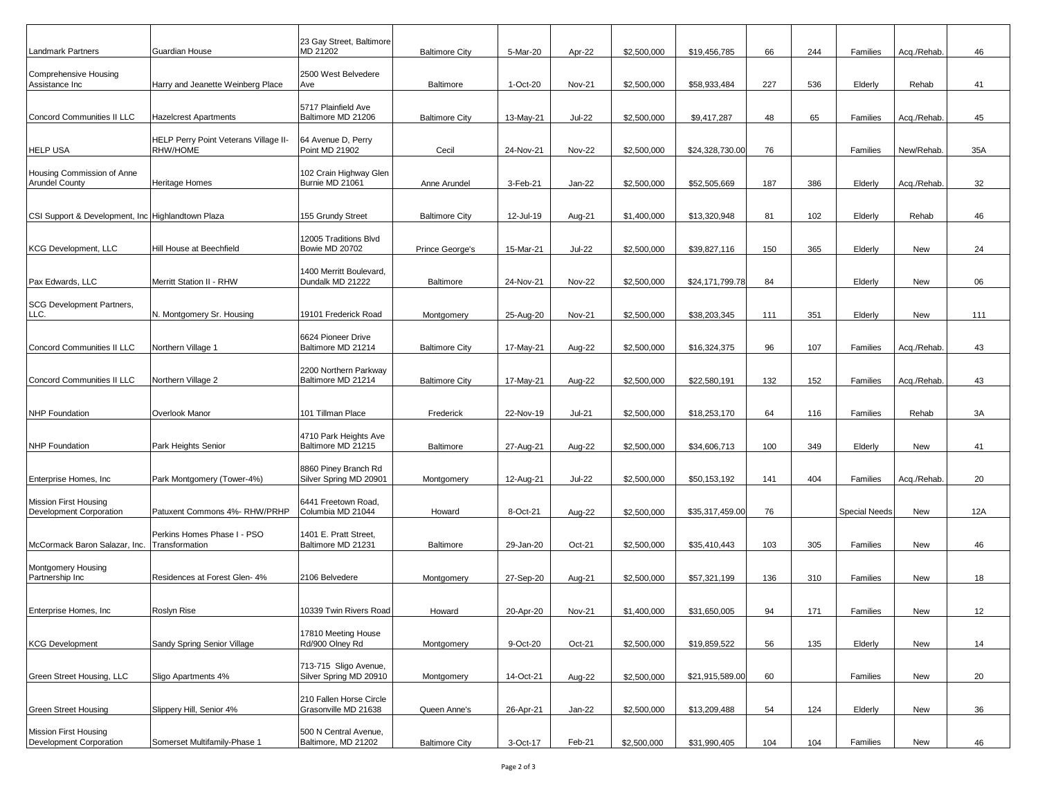| | | | | | | | | | | | | |
|---|---|---|---|---|---|---|---|---|---|---|---|---|
| Landmark Partners | Guardian House | 23 Gay Street, Baltimore MD 21202 | Baltimore City | 5-Mar-20 | Apr-22 | $2,500,000 | $19,456,785 | 66 | 244 | Families | Acq./Rehab. | 46 |
| Comprehensive Housing Assistance Inc | Harry and Jeanette Weinberg Place | 2500 West Belvedere Ave | Baltimore | 1-Oct-20 | Nov-21 | $2,500,000 | $58,933,484 | 227 | 536 | Elderly | Rehab | 41 |
| Concord Communities II LLC | Hazelcrest Apartments | 5717 Plainfield Ave Baltimore MD 21206 | Baltimore City | 13-May-21 | Jul-22 | $2,500,000 | $9,417,287 | 48 | 65 | Families | Acq./Rehab. | 45 |
| HELP USA | HELP Perry Point Veterans Village II-RHW/HOME | 64 Avenue D, Perry Point MD 21902 | Cecil | 24-Nov-21 | Nov-22 | $2,500,000 | $24,328,730.00 | 76 | | Families | New/Rehab. | 35A |
| Housing Commission of Anne Arundel County | Heritage Homes | 102 Crain Highway Glen Burnie MD 21061 | Anne Arundel | 3-Feb-21 | Jan-22 | $2,500,000 | $52,505,669 | 187 | 386 | Elderly | Acq./Rehab. | 32 |
| CSI Support & Development, Inc | Highlandtown Plaza | 155 Grundy Street | Baltimore City | 12-Jul-19 | Aug-21 | $1,400,000 | $13,320,948 | 81 | 102 | Elderly | Rehab | 46 |
| KCG Development, LLC | Hill House at Beechfield | 12005 Traditions Blvd Bowie MD 20702 | Prince George's | 15-Mar-21 | Jul-22 | $2,500,000 | $39,827,116 | 150 | 365 | Elderly | New | 24 |
| Pax Edwards, LLC | Merritt Station II - RHW | 1400 Merritt Boulevard, Dundalk MD 21222 | Baltimore | 24-Nov-21 | Nov-22 | $2,500,000 | $24,171,799.78 | 84 | | Elderly | New | 06 |
| SCG Development Partners, LLC. | N. Montgomery Sr. Housing | 19101 Frederick Road | Montgomery | 25-Aug-20 | Nov-21 | $2,500,000 | $38,203,345 | 111 | 351 | Elderly | New | 111 |
| Concord Communities II LLC | Northern Village 1 | 6624 Pioneer Drive Baltimore MD 21214 | Baltimore City | 17-May-21 | Aug-22 | $2,500,000 | $16,324,375 | 96 | 107 | Families | Acq./Rehab. | 43 |
| Concord Communities II LLC | Northern Village 2 | 2200 Northern Parkway Baltimore MD 21214 | Baltimore City | 17-May-21 | Aug-22 | $2,500,000 | $22,580,191 | 132 | 152 | Families | Acq./Rehab. | 43 |
| NHP Foundation | Overlook Manor | 101 Tillman Place | Frederick | 22-Nov-19 | Jul-21 | $2,500,000 | $18,253,170 | 64 | 116 | Families | Rehab | 3A |
| NHP Foundation | Park Heights Senior | 4710 Park Heights Ave Baltimore MD 21215 | Baltimore | 27-Aug-21 | Aug-22 | $2,500,000 | $34,606,713 | 100 | 349 | Elderly | New | 41 |
| Enterprise Homes, Inc | Park Montgomery (Tower-4%) | 8860 Piney Branch Rd Silver Spring MD 20901 | Montgomery | 12-Aug-21 | Jul-22 | $2,500,000 | $50,153,192 | 141 | 404 | Families | Acq./Rehab. | 20 |
| Mission First Housing Development Corporation | Patuxent Commons 4%- RHW/PRHP | 6441 Freetown Road, Columbia MD 21044 | Howard | 8-Oct-21 | Aug-22 | $2,500,000 | $35,317,459.00 | 76 | | Special Needs | New | 12A |
| McCormack Baron Salazar, Inc. | Perkins Homes Phase I - PSO Transformation | 1401 E. Pratt Street, Baltimore MD 21231 | Baltimore | 29-Jan-20 | Oct-21 | $2,500,000 | $35,410,443 | 103 | 305 | Families | New | 46 |
| Montgomery Housing Partnership Inc | Residences at Forest Glen- 4% | 2106 Belvedere | Montgomery | 27-Sep-20 | Aug-21 | $2,500,000 | $57,321,199 | 136 | 310 | Families | New | 18 |
| Enterprise Homes, Inc | Roslyn Rise | 10339 Twin Rivers Road | Howard | 20-Apr-20 | Nov-21 | $1,400,000 | $31,650,005 | 94 | 171 | Families | New | 12 |
| KCG Development | Sandy Spring Senior Village | 17810 Meeting House Rd/900 Olney Rd | Montgomery | 9-Oct-20 | Oct-21 | $2,500,000 | $19,859,522 | 56 | 135 | Elderly | New | 14 |
| Green Street Housing, LLC | Sligo Apartments 4% | 713-715 Sligo Avenue, Silver Spring MD 20910 | Montgomery | 14-Oct-21 | Aug-22 | $2,500,000 | $21,915,589.00 | 60 | | Families | New | 20 |
| Green Street Housing | Slippery Hill, Senior 4% | 210 Fallen Horse Circle Grasonville MD 21638 | Queen Anne's | 26-Apr-21 | Jan-22 | $2,500,000 | $13,209,488 | 54 | 124 | Elderly | New | 36 |
| Mission First Housing Development Corporation | Somerset Multifamily-Phase 1 | 500 N Central Avenue, Baltimore, MD 21202 | Baltimore City | 3-Oct-17 | Feb-21 | $2,500,000 | $31,990,405 | 104 | 104 | Families | New | 46 |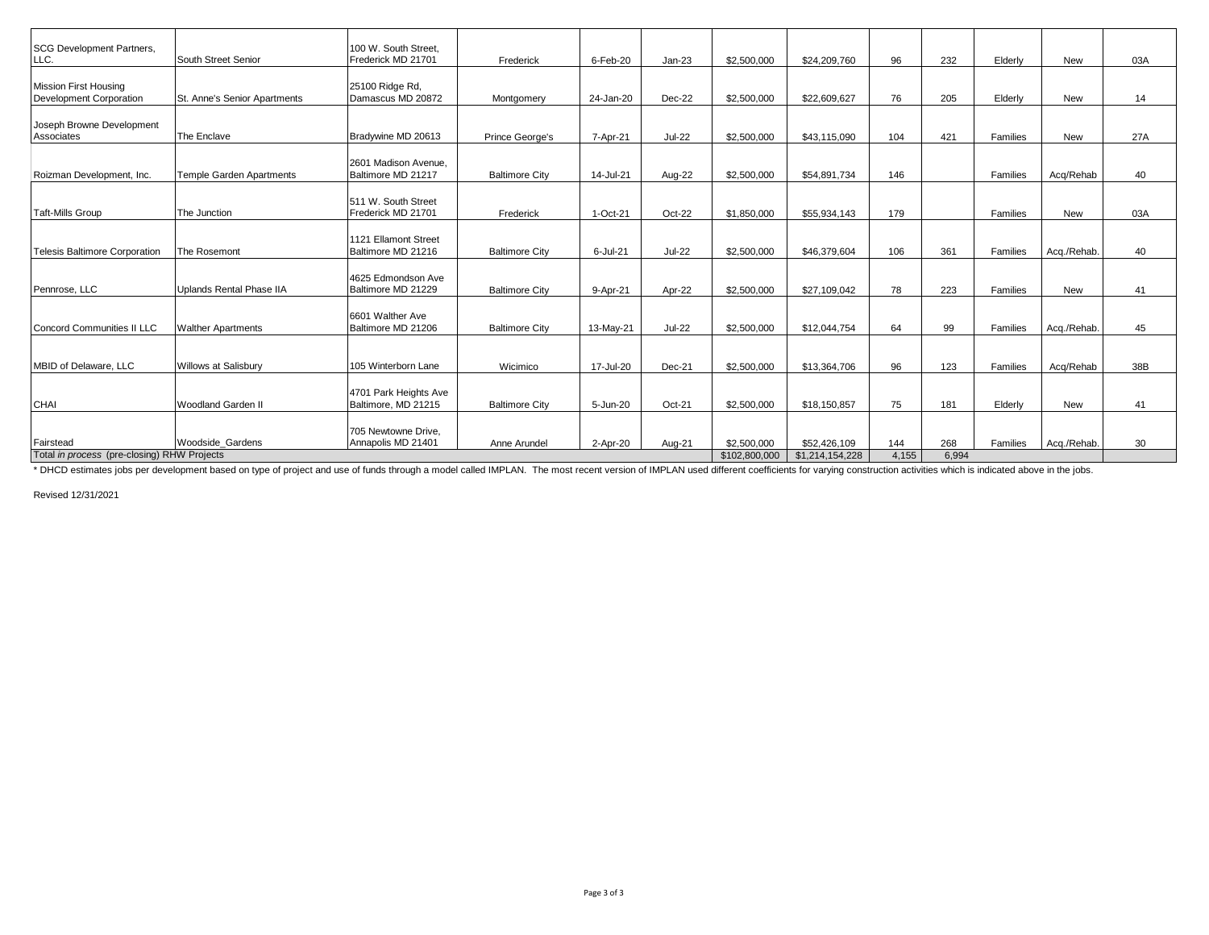| | | | | | | | | | | | | |
|---|---|---|---|---|---|---|---|---|---|---|---|---|
| SCG Development Partners, LLC. | South Street Senior | 100 W. South Street, Frederick MD 21701 | Frederick | 6-Feb-20 | Jan-23 | $2,500,000 | $24,209,760 | 96 | 232 | Elderly | New | 03A |
| Mission First Housing Development Corporation | St. Anne's Senior Apartments | 25100 Ridge Rd, Damascus MD 20872 | Montgomery | 24-Jan-20 | Dec-22 | $2,500,000 | $22,609,627 | 76 | 205 | Elderly | New | 14 |
| Joseph Browne Development Associates | The Enclave | Bradywine MD 20613 | Prince George's | 7-Apr-21 | Jul-22 | $2,500,000 | $43,115,090 | 104 | 421 | Families | New | 27A |
| Roizman Development, Inc. | Temple Garden Apartments | 2601 Madison Avenue, Baltimore MD 21217 | Baltimore City | 14-Jul-21 | Aug-22 | $2,500,000 | $54,891,734 | 146 | | Families | Acq/Rehab | 40 |
| Taft-Mills Group | The Junction | 511 W. South Street Frederick MD 21701 | Frederick | 1-Oct-21 | Oct-22 | $1,850,000 | $55,934,143 | 179 | | Families | New | 03A |
| Telesis Baltimore Corporation | The Rosemont | 1121 Ellamont Street Baltimore MD 21216 | Baltimore City | 6-Jul-21 | Jul-22 | $2,500,000 | $46,379,604 | 106 | 361 | Families | Acq./Rehab. | 40 |
| Pennrose, LLC | Uplands Rental Phase IIA | 4625 Edmondson Ave Baltimore MD 21229 | Baltimore City | 9-Apr-21 | Apr-22 | $2,500,000 | $27,109,042 | 78 | 223 | Families | New | 41 |
| Concord Communities II LLC | Walther Apartments | 6601 Walther Ave Baltimore MD 21206 | Baltimore City | 13-May-21 | Jul-22 | $2,500,000 | $12,044,754 | 64 | 99 | Families | Acq./Rehab. | 45 |
| MBID of Delaware, LLC | Willows at Salisbury | 105 Winterborn Lane | Wicimico | 17-Jul-20 | Dec-21 | $2,500,000 | $13,364,706 | 96 | 123 | Families | Acq/Rehab | 38B |
| CHAI | Woodland Garden II | 4701 Park Heights Ave Baltimore, MD 21215 | Baltimore City | 5-Jun-20 | Oct-21 | $2,500,000 | $18,150,857 | 75 | 181 | Elderly | New | 41 |
| Fairstead | Woodside_Gardens | 705 Newtowne Drive, Annapolis MD 21401 | Anne Arundel | 2-Apr-20 | Aug-21 | $2,500,000 | $52,426,109 | 144 | 268 | Families | Acq./Rehab. | 30 |
| Total *in process* (pre-closing) RHW Projects | | | | | | $102,800,000 | $1,214,154,228 | 4,155 | 6,994 | | | |

* DHCD estimates jobs per development based on type of project and use of funds through a model called IMPLAN. The most recent version of IMPLAN used different coefficients for varying construction activities which is indicated above in the jobs.

Revised 12/31/2021